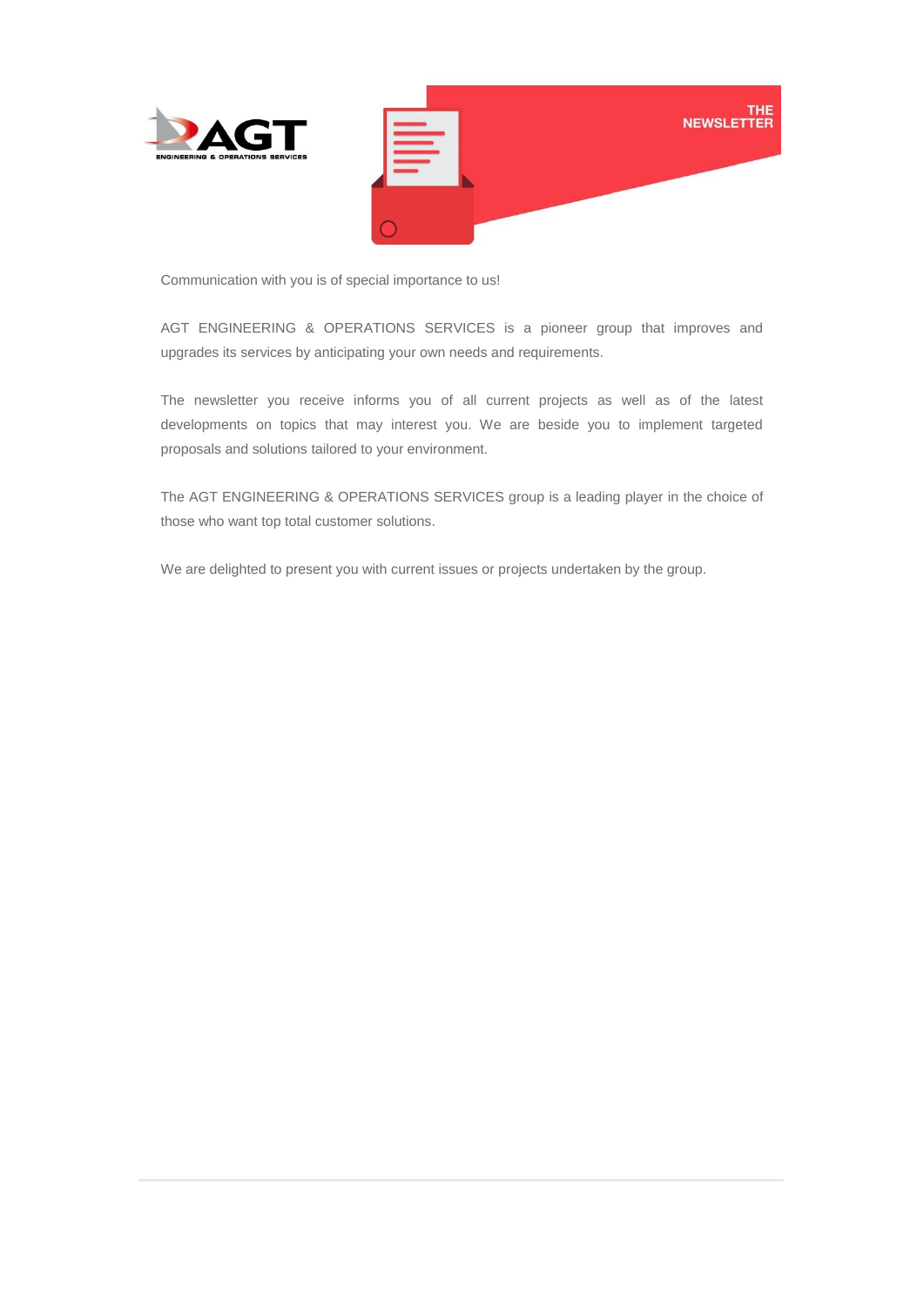AGT ENGINEERING & OPERATIONS SERVICES

# THE NEWSLETTER

Communication with you is of special importance to us!

AGT ENGINEERING & OPERATIONS SERVICES is a pioneer group that improves and upgrades its services by anticipating your own needs and requirements.

The newsletter you receive informs you of all current projects as well as of the latest developments on topics that may interest you. We are beside you to implement targeted proposals and solutions tailored to your environment.

The AGT ENGINEERING & OPERATIONS SERVICES group is a leading player in the choice of those who want top total customer solutions.

We are delighted to present you with current issues or projects undertaken by the group.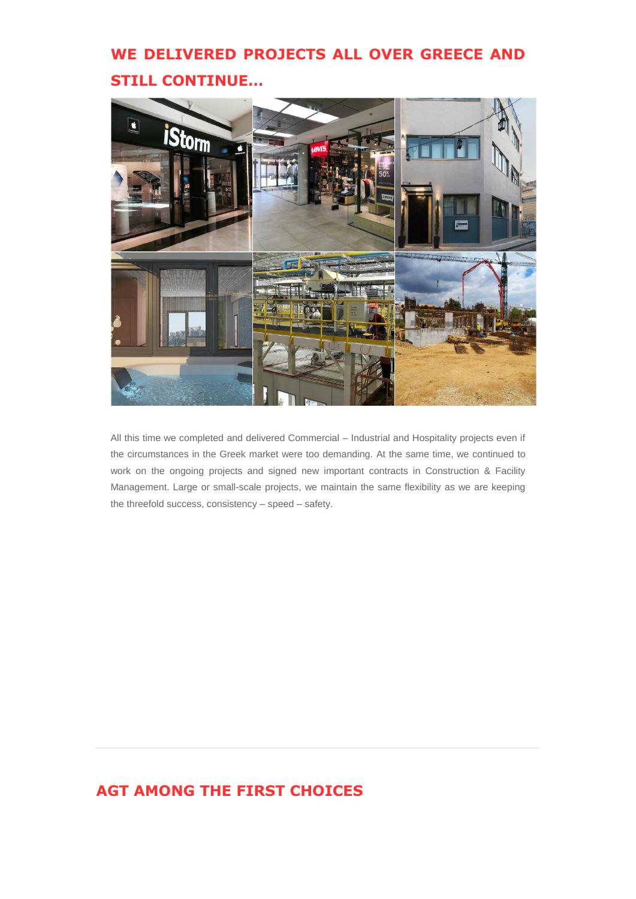## WE DELIVERED PROJECTS ALL OVER GREECE AND STILL CONTINUE…

All this time we completed and delivered Commercial – Industrial and Hospitality projects even if the circumstances in the Greek market were too demanding. At the same time, we continued to work on the ongoing projects and signed new important contracts in Construction & Facility Management. Large or small-scale projects, we maintain the same flexibility as we are keeping the threefold success, consistency – speed – safety.

---

## AGT AMONG THE FIRST CHOICES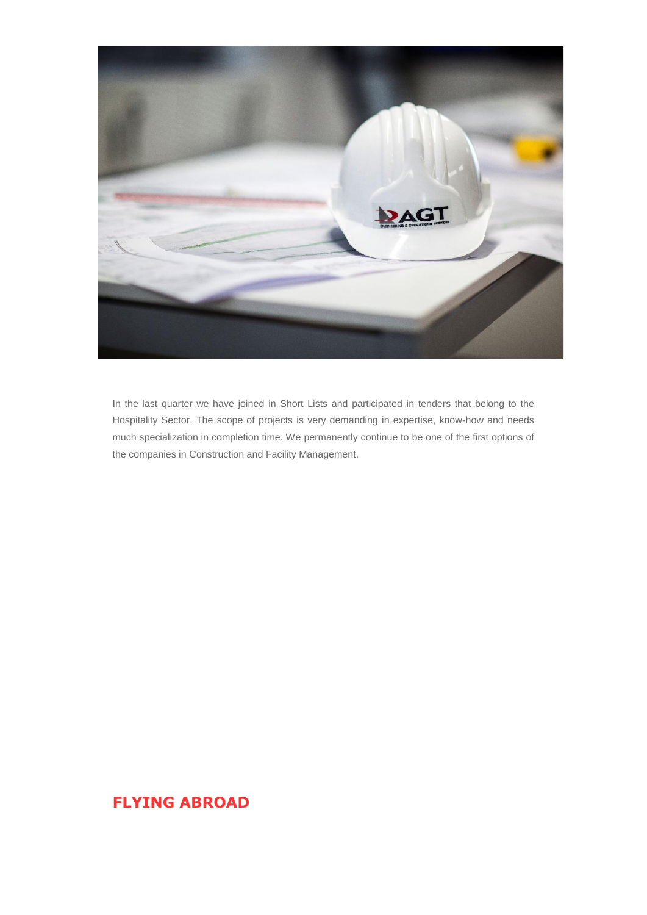In the last quarter we have joined in Short Lists and participated in tenders that belong to the Hospitality Sector. The scope of projects is very demanding in expertise, know-how and needs much specialization in completion time. We permanently continue to be one of the first options of the companies in Construction and Facility Management.

## FLYING ABROAD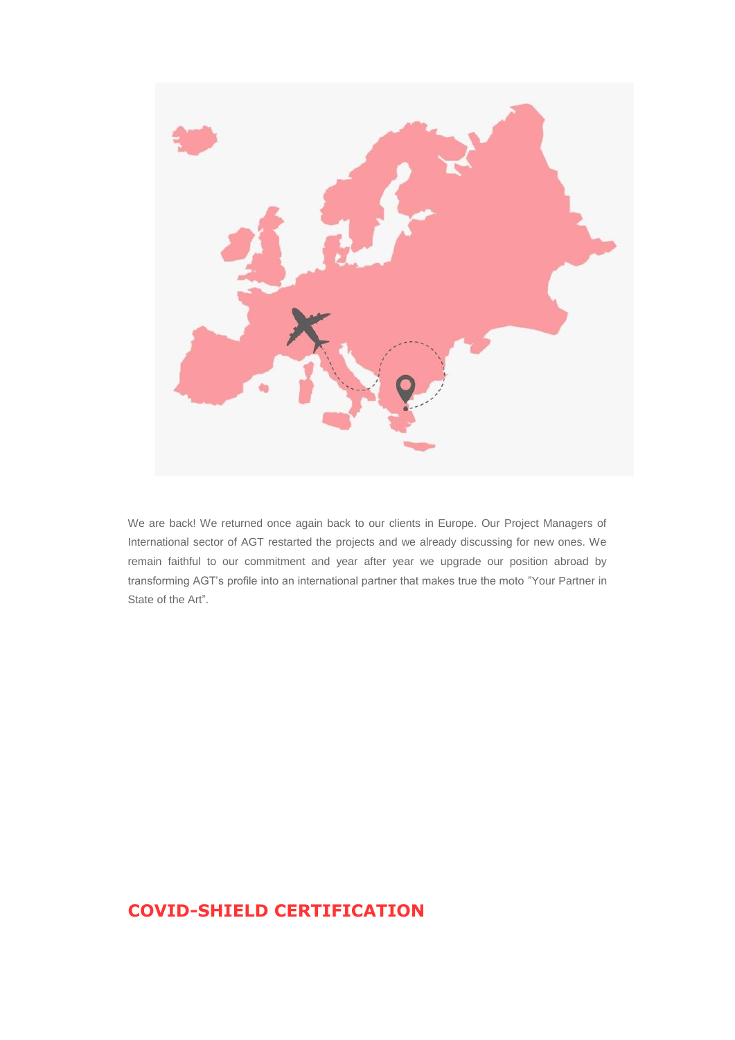We are back! We returned once again back to our clients in Europe. Our Project Managers of International sector of AGT restarted the projects and we already discussing for new ones. We remain faithful to our commitment and year after year we upgrade our position abroad by transforming AGT's profile into an international partner that makes true the moto "Your Partner in State of the Art".

## COVID-SHIELD CERTIFICATION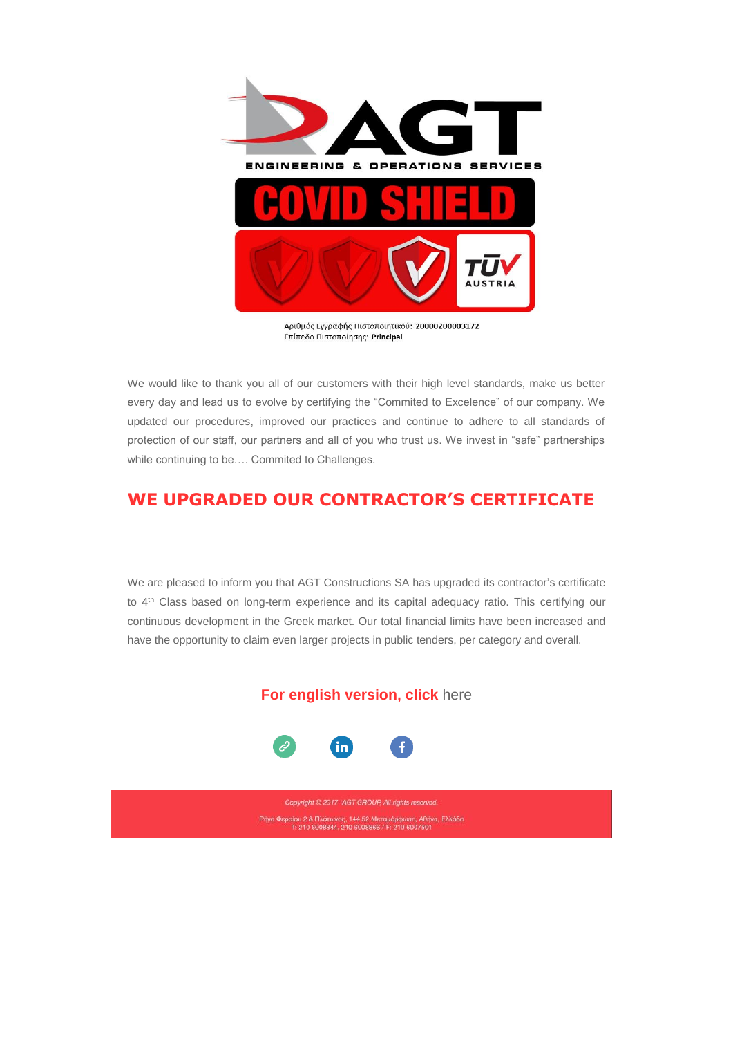AGT

ENGINEERING & OPERATIONS SERVICES

COVID SHIELD

TÜV AUSTRIA

Αριθμός Εγγραφής Πιστοποιητικού: **20000200003172**
Επίπεδο Πιστοποίησης: **Principal**

We would like to thank you all of our customers with their high level standards, make us better every day and lead us to evolve by certifying the "Commited to Excelence" of our company. We updated our procedures, improved our practices and continue to adhere to all standards of protection of our staff, our partners and all of you who trust us. We invest in "safe" partnerships while continuing to be…. Commited to Challenges.

## WE UPGRADED OUR CONTRACTOR'S CERTIFICATE

We are pleased to inform you that AGT Constructions SA has upgraded its contractor's certificate to 4th Class based on long-term experience and its capital adequacy ratio. This certifying our continuous development in the Greek market. Our total financial limits have been increased and have the opportunity to claim even larger projects in public tenders, per category and overall.

**For english version, click** here

Copyright © 2017 'AGT GROUP, All rights reserved.

Ρήγα Φεραίου 2 & Πλάτωνος, 144 52 Μεταμόρφωση, Αθήνα, Ελλάδα
T: 210 6008844, 210 6008866 / F: 210 6007501